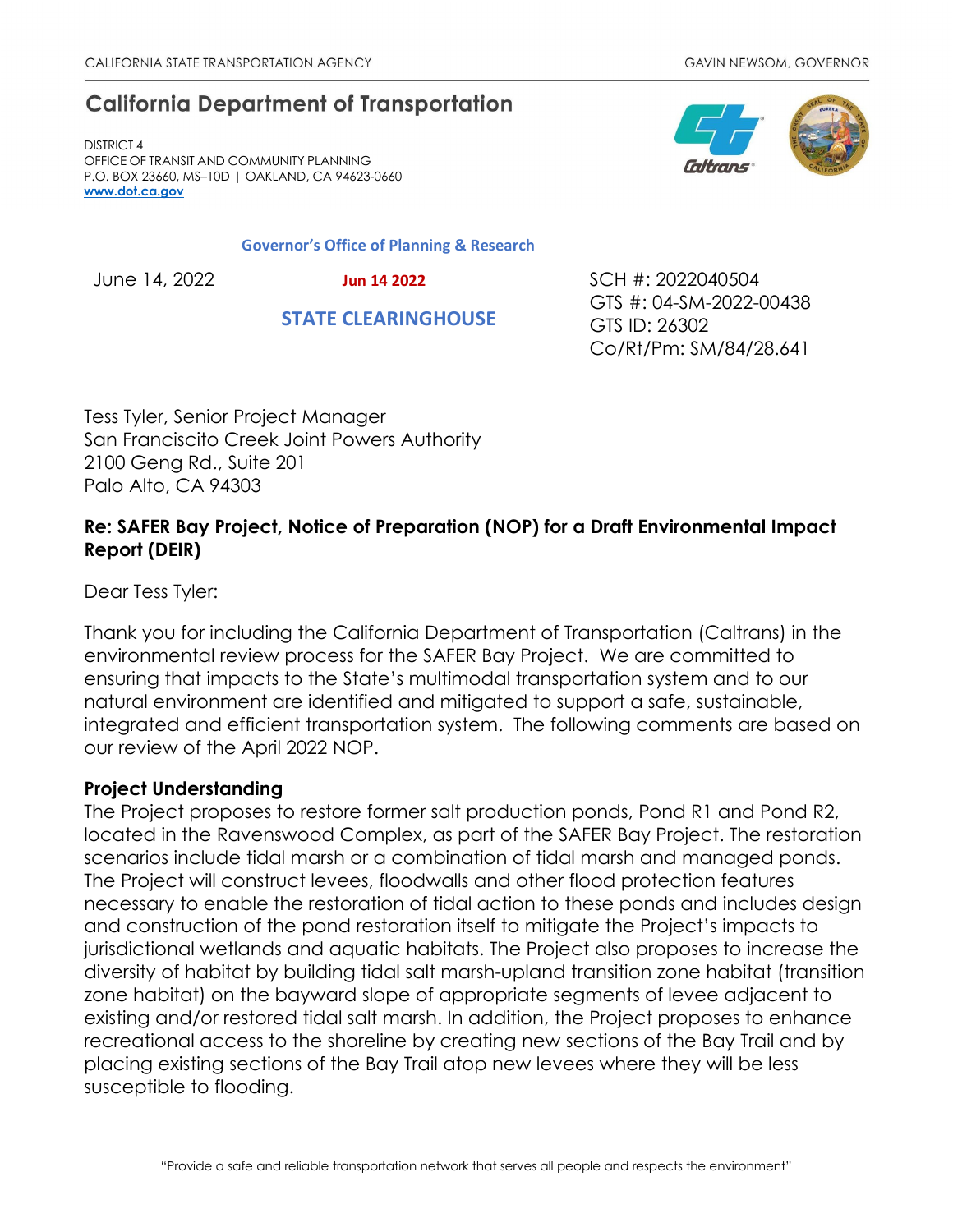CALIFORNIA STATE TRANSPORTATION AGENCY

GAVIN NEWSOM, GOVERNOR

# California Department of Transportation

DISTRICT 4
OFFICE OF TRANSIT AND COMMUNITY PLANNING
P.O. BOX 23660, MS–10D | OAKLAND, CA 94623-0660
www.dot.ca.gov

Governor's Office of Planning & Research

Jun 14 2022

STATE CLEARINGHOUSE

June 14, 2022

SCH #: 2022040504
GTS #: 04-SM-2022-00438
GTS ID: 26302
Co/Rt/Pm: SM/84/28.641

Tess Tyler, Senior Project Manager
San Francisquito Creek Joint Powers Authority
2100 Geng Rd., Suite 201
Palo Alto, CA 94303

**Re: SAFER Bay Project, Notice of Preparation (NOP) for a Draft Environmental Impact Report (DEIR)**

Dear Tess Tyler:

Thank you for including the California Department of Transportation (Caltrans) in the environmental review process for the SAFER Bay Project. We are committed to ensuring that impacts to the State's multimodal transportation system and to our natural environment are identified and mitigated to support a safe, sustainable, integrated and efficient transportation system. The following comments are based on our review of the April 2022 NOP.

## Project Understanding

The Project proposes to restore former salt production ponds, Pond R1 and Pond R2, located in the Ravenswood Complex, as part of the SAFER Bay Project. The restoration scenarios include tidal marsh or a combination of tidal marsh and managed ponds. The Project will construct levees, floodwalls and other flood protection features necessary to enable the restoration of tidal action to these ponds and includes design and construction of the pond restoration itself to mitigate the Project's impacts to jurisdictional wetlands and aquatic habitats. The Project also proposes to increase the diversity of habitat by building tidal salt marsh-upland transition zone habitat (transition zone habitat) on the bayward slope of appropriate segments of levee adjacent to existing and/or restored tidal salt marsh. In addition, the Project proposes to enhance recreational access to the shoreline by creating new sections of the Bay Trail and by placing existing sections of the Bay Trail atop new levees where they will be less susceptible to flooding.

"Provide a safe and reliable transportation network that serves all people and respects the environment"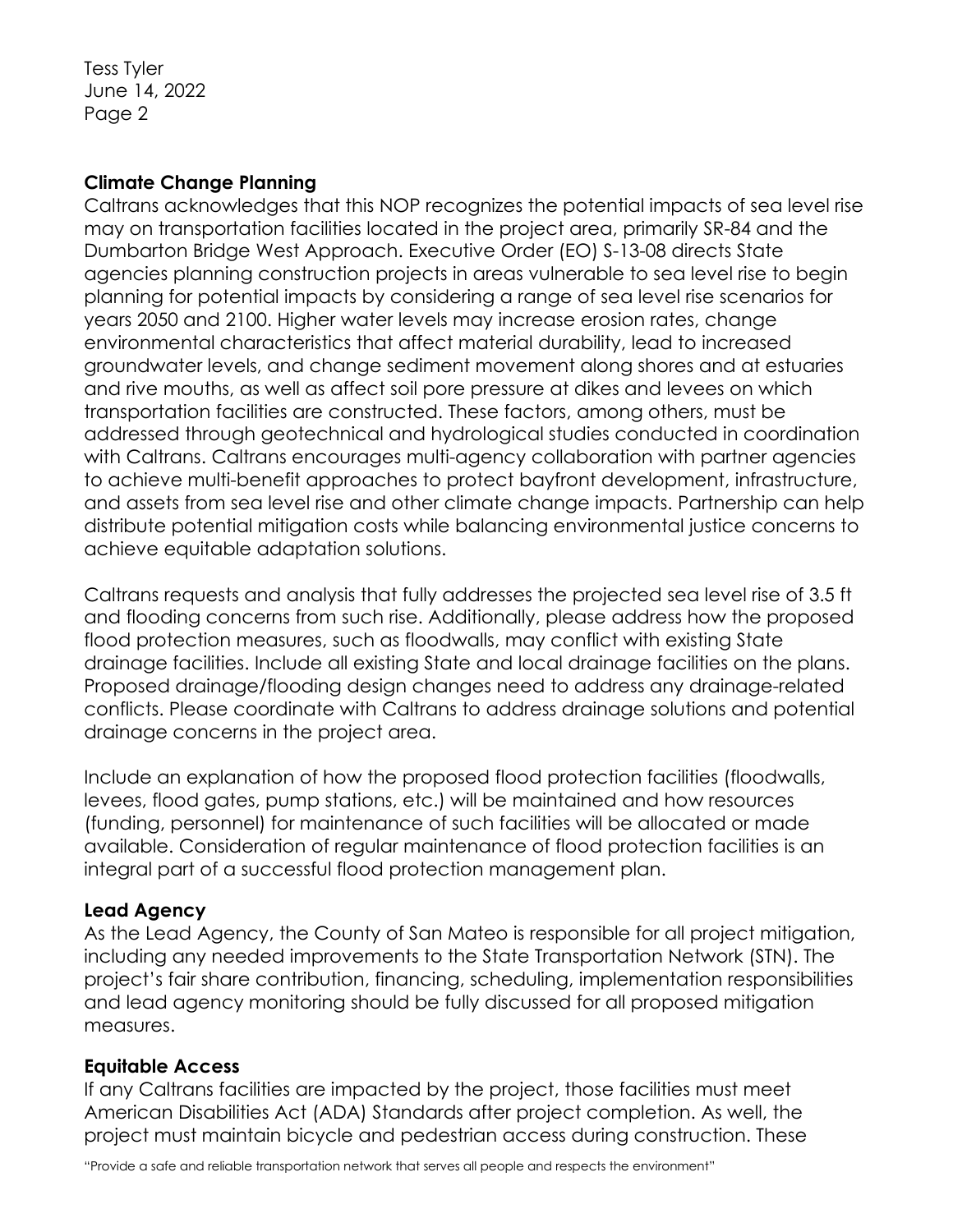**Climate Change Planning**

Caltrans acknowledges that this NOP recognizes the potential impacts of sea level rise may on transportation facilities located in the project area, primarily SR-84 and the Dumbarton Bridge West Approach. Executive Order (EO) S-13-08 directs State agencies planning construction projects in areas vulnerable to sea level rise to begin planning for potential impacts by considering a range of sea level rise scenarios for years 2050 and 2100. Higher water levels may increase erosion rates, change environmental characteristics that affect material durability, lead to increased groundwater levels, and change sediment movement along shores and at estuaries and rive mouths, as well as affect soil pore pressure at dikes and levees on which transportation facilities are constructed. These factors, among others, must be addressed through geotechnical and hydrological studies conducted in coordination with Caltrans. Caltrans encourages multi-agency collaboration with partner agencies to achieve multi-benefit approaches to protect bayfront development, infrastructure, and assets from sea level rise and other climate change impacts. Partnership can help distribute potential mitigation costs while balancing environmental justice concerns to achieve equitable adaptation solutions.

Caltrans requests and analysis that fully addresses the projected sea level rise of 3.5 ft and flooding concerns from such rise. Additionally, please address how the proposed flood protection measures, such as floodwalls, may conflict with existing State drainage facilities. Include all existing State and local drainage facilities on the plans. Proposed drainage/flooding design changes need to address any drainage-related conflicts. Please coordinate with Caltrans to address drainage solutions and potential drainage concerns in the project area.

Include an explanation of how the proposed flood protection facilities (floodwalls, levees, flood gates, pump stations, etc.) will be maintained and how resources (funding, personnel) for maintenance of such facilities will be allocated or made available. Consideration of regular maintenance of flood protection facilities is an integral part of a successful flood protection management plan.

**Lead Agency**

As the Lead Agency, the County of San Mateo is responsible for all project mitigation, including any needed improvements to the State Transportation Network (STN). The project's fair share contribution, financing, scheduling, implementation responsibilities and lead agency monitoring should be fully discussed for all proposed mitigation measures.

**Equitable Access**

If any Caltrans facilities are impacted by the project, those facilities must meet American Disabilities Act (ADA) Standards after project completion. As well, the project must maintain bicycle and pedestrian access during construction. These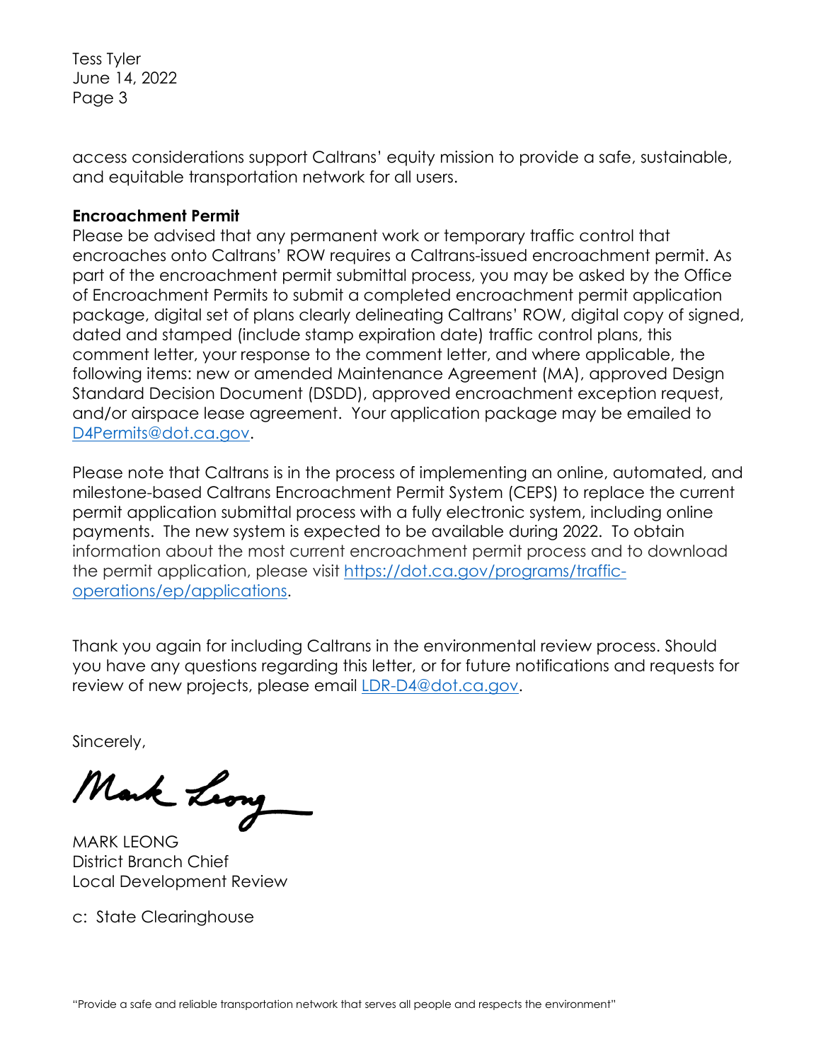access considerations support Caltrans' equity mission to provide a safe, sustainable, and equitable transportation network for all users.

**Encroachment Permit**

Please be advised that any permanent work or temporary traffic control that encroaches onto Caltrans' ROW requires a Caltrans-issued encroachment permit. As part of the encroachment permit submittal process, you may be asked by the Office of Encroachment Permits to submit a completed encroachment permit application package, digital set of plans clearly delineating Caltrans' ROW, digital copy of signed, dated and stamped (include stamp expiration date) traffic control plans, this comment letter, your response to the comment letter, and where applicable, the following items: new or amended Maintenance Agreement (MA), approved Design Standard Decision Document (DSDD), approved encroachment exception request, and/or airspace lease agreement. Your application package may be emailed to D4Permits@dot.ca.gov.

Please note that Caltrans is in the process of implementing an online, automated, and milestone-based Caltrans Encroachment Permit System (CEPS) to replace the current permit application submittal process with a fully electronic system, including online payments. The new system is expected to be available during 2022. To obtain information about the most current encroachment permit process and to download the permit application, please visit https://dot.ca.gov/programs/traffic-operations/ep/applications.

Thank you again for including Caltrans in the environmental review process. Should you have any questions regarding this letter, or for future notifications and requests for review of new projects, please email LDR-D4@dot.ca.gov.

Sincerely,

Mark Leong

MARK LEONG
District Branch Chief
Local Development Review

c: State Clearinghouse